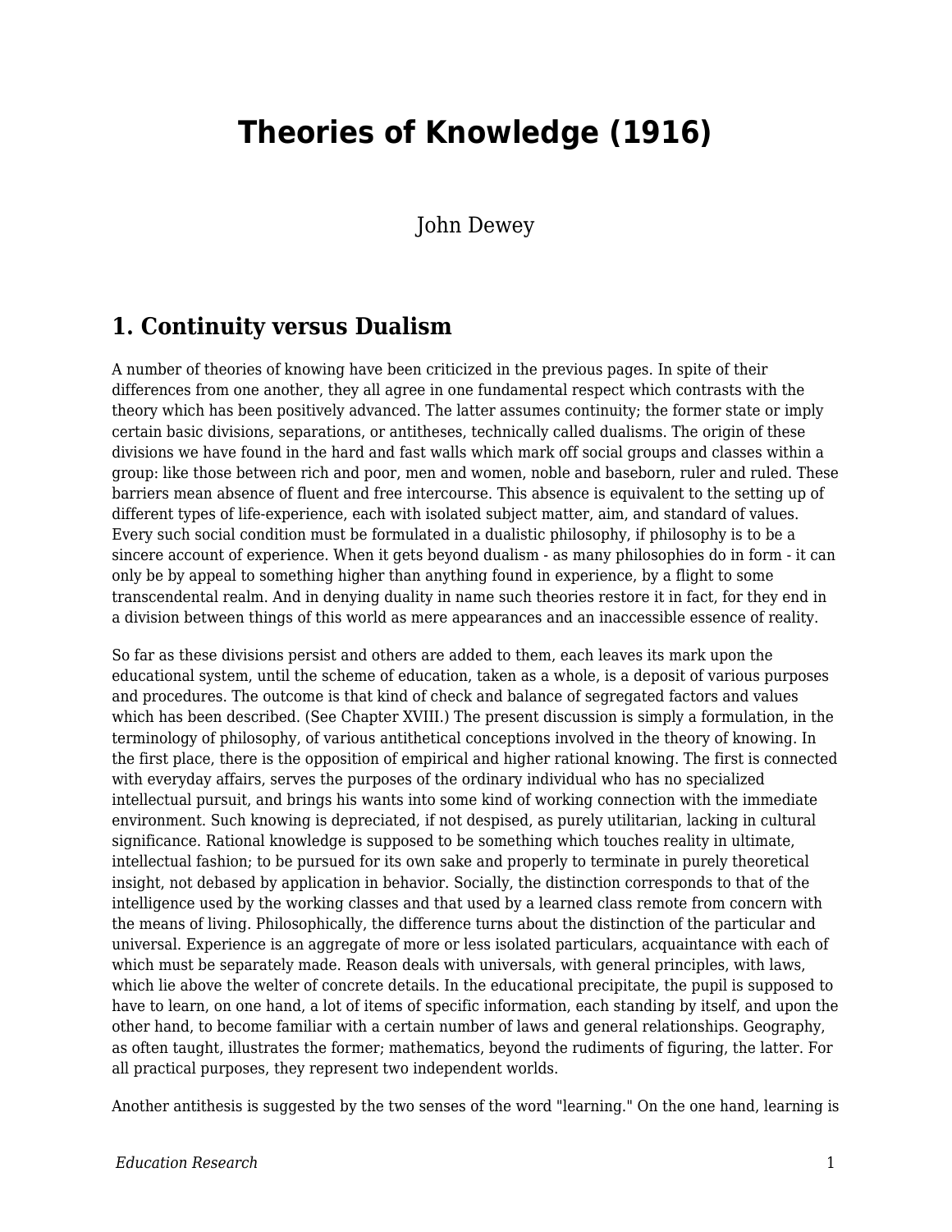# Theories of Knowledge (1916)

John Dewey

## 1. Continuity versus Dualism

A number of theories of knowing have been criticized in the previous pages. In spite of their differences from one another, they all agree in one fundamental respect which contrasts with the theory which has been positively advanced. The latter assumes continuity; the former state or imply certain basic divisions, separations, or antitheses, technically called dualisms. The origin of these divisions we have found in the hard and fast walls which mark off social groups and classes within a group: like those between rich and poor, men and women, noble and baseborn, ruler and ruled. These barriers mean absence of fluent and free intercourse. This absence is equivalent to the setting up of different types of life-experience, each with isolated subject matter, aim, and standard of values. Every such social condition must be formulated in a dualistic philosophy, if philosophy is to be a sincere account of experience. When it gets beyond dualism - as many philosophies do in form - it can only be by appeal to something higher than anything found in experience, by a flight to some transcendental realm. And in denying duality in name such theories restore it in fact, for they end in a division between things of this world as mere appearances and an inaccessible essence of reality.

So far as these divisions persist and others are added to them, each leaves its mark upon the educational system, until the scheme of education, taken as a whole, is a deposit of various purposes and procedures. The outcome is that kind of check and balance of segregated factors and values which has been described. (See Chapter XVIII.) The present discussion is simply a formulation, in the terminology of philosophy, of various antithetical conceptions involved in the theory of knowing. In the first place, there is the opposition of empirical and higher rational knowing. The first is connected with everyday affairs, serves the purposes of the ordinary individual who has no specialized intellectual pursuit, and brings his wants into some kind of working connection with the immediate environment. Such knowing is depreciated, if not despised, as purely utilitarian, lacking in cultural significance. Rational knowledge is supposed to be something which touches reality in ultimate, intellectual fashion; to be pursued for its own sake and properly to terminate in purely theoretical insight, not debased by application in behavior. Socially, the distinction corresponds to that of the intelligence used by the working classes and that used by a learned class remote from concern with the means of living. Philosophically, the difference turns about the distinction of the particular and universal. Experience is an aggregate of more or less isolated particulars, acquaintance with each of which must be separately made. Reason deals with universals, with general principles, with laws, which lie above the welter of concrete details. In the educational precipitate, the pupil is supposed to have to learn, on one hand, a lot of items of specific information, each standing by itself, and upon the other hand, to become familiar with a certain number of laws and general relationships. Geography, as often taught, illustrates the former; mathematics, beyond the rudiments of figuring, the latter. For all practical purposes, they represent two independent worlds.

Another antithesis is suggested by the two senses of the word "learning." On the one hand, learning is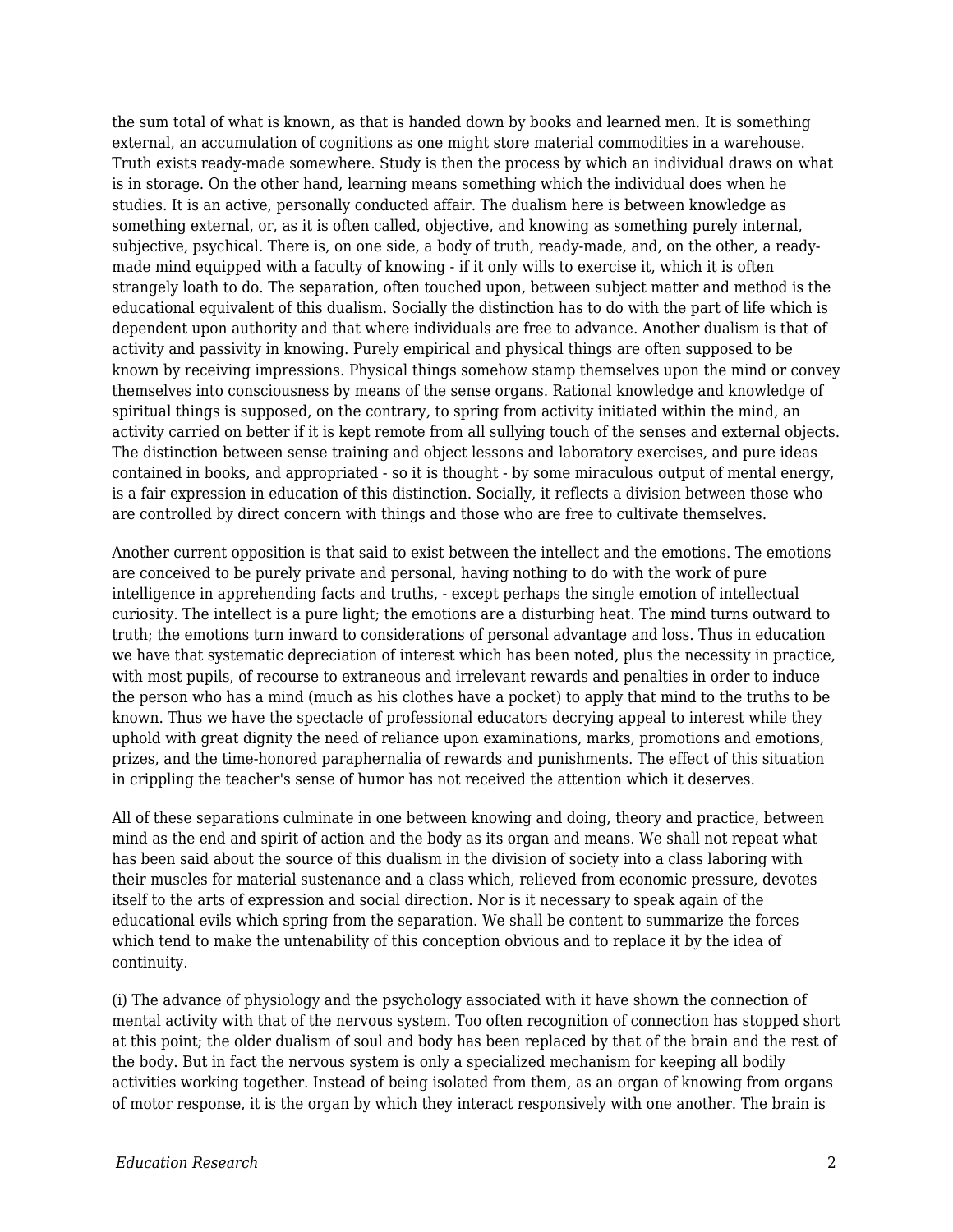the sum total of what is known, as that is handed down by books and learned men. It is something external, an accumulation of cognitions as one might store material commodities in a warehouse. Truth exists ready-made somewhere. Study is then the process by which an individual draws on what is in storage. On the other hand, learning means something which the individual does when he studies. It is an active, personally conducted affair. The dualism here is between knowledge as something external, or, as it is often called, objective, and knowing as something purely internal, subjective, psychical. There is, on one side, a body of truth, ready-made, and, on the other, a ready-made mind equipped with a faculty of knowing - if it only wills to exercise it, which it is often strangely loath to do. The separation, often touched upon, between subject matter and method is the educational equivalent of this dualism. Socially the distinction has to do with the part of life which is dependent upon authority and that where individuals are free to advance. Another dualism is that of activity and passivity in knowing. Purely empirical and physical things are often supposed to be known by receiving impressions. Physical things somehow stamp themselves upon the mind or convey themselves into consciousness by means of the sense organs. Rational knowledge and knowledge of spiritual things is supposed, on the contrary, to spring from activity initiated within the mind, an activity carried on better if it is kept remote from all sullying touch of the senses and external objects. The distinction between sense training and object lessons and laboratory exercises, and pure ideas contained in books, and appropriated - so it is thought - by some miraculous output of mental energy, is a fair expression in education of this distinction. Socially, it reflects a division between those who are controlled by direct concern with things and those who are free to cultivate themselves.

Another current opposition is that said to exist between the intellect and the emotions. The emotions are conceived to be purely private and personal, having nothing to do with the work of pure intelligence in apprehending facts and truths, - except perhaps the single emotion of intellectual curiosity. The intellect is a pure light; the emotions are a disturbing heat. The mind turns outward to truth; the emotions turn inward to considerations of personal advantage and loss. Thus in education we have that systematic depreciation of interest which has been noted, plus the necessity in practice, with most pupils, of recourse to extraneous and irrelevant rewards and penalties in order to induce the person who has a mind (much as his clothes have a pocket) to apply that mind to the truths to be known. Thus we have the spectacle of professional educators decrying appeal to interest while they uphold with great dignity the need of reliance upon examinations, marks, promotions and emotions, prizes, and the time-honored paraphernalia of rewards and punishments. The effect of this situation in crippling the teacher's sense of humor has not received the attention which it deserves.

All of these separations culminate in one between knowing and doing, theory and practice, between mind as the end and spirit of action and the body as its organ and means. We shall not repeat what has been said about the source of this dualism in the division of society into a class laboring with their muscles for material sustenance and a class which, relieved from economic pressure, devotes itself to the arts of expression and social direction. Nor is it necessary to speak again of the educational evils which spring from the separation. We shall be content to summarize the forces which tend to make the untenability of this conception obvious and to replace it by the idea of continuity.

(i) The advance of physiology and the psychology associated with it have shown the connection of mental activity with that of the nervous system. Too often recognition of connection has stopped short at this point; the older dualism of soul and body has been replaced by that of the brain and the rest of the body. But in fact the nervous system is only a specialized mechanism for keeping all bodily activities working together. Instead of being isolated from them, as an organ of knowing from organs of motor response, it is the organ by which they interact responsively with one another. The brain is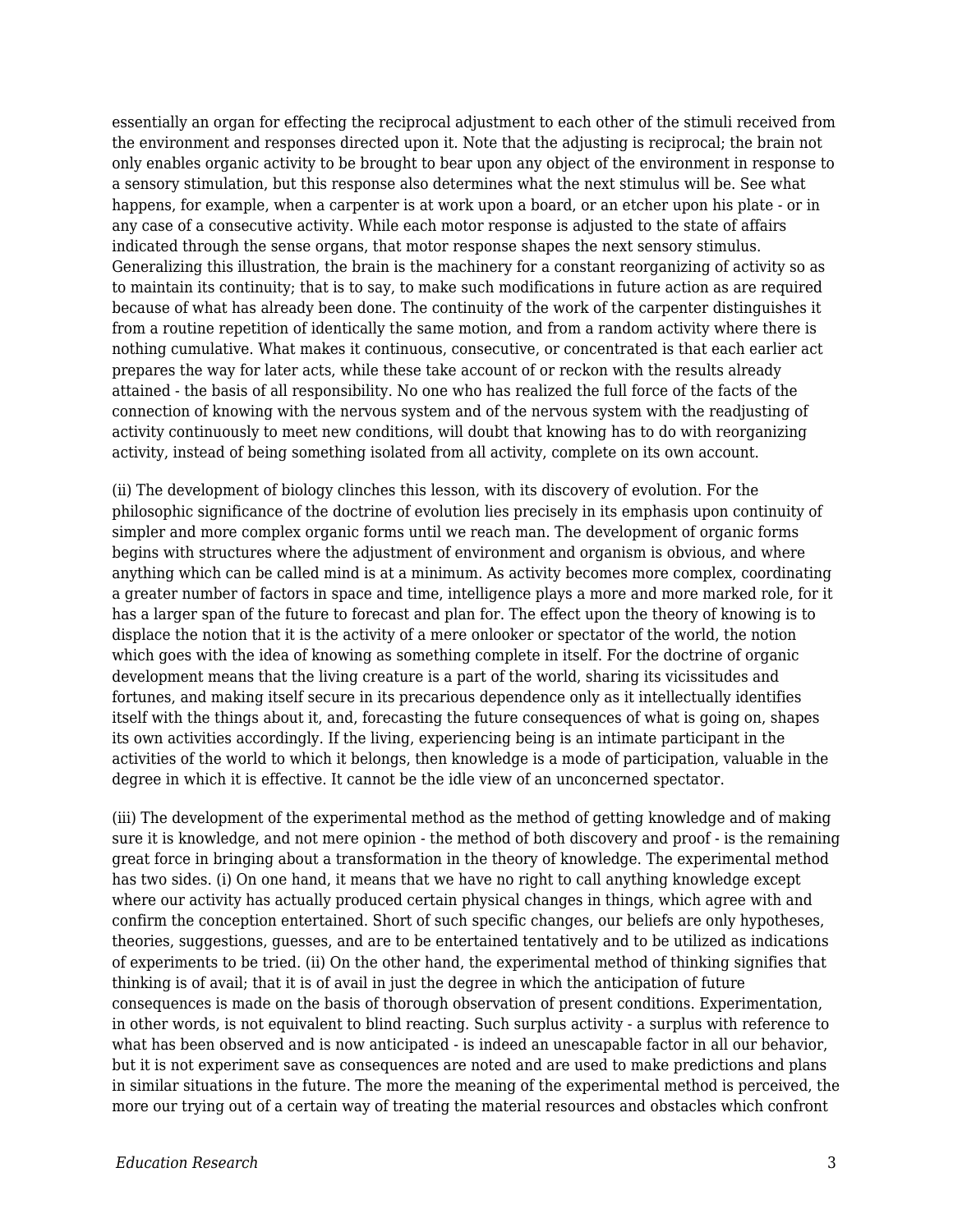essentially an organ for effecting the reciprocal adjustment to each other of the stimuli received from the environment and responses directed upon it. Note that the adjusting is reciprocal; the brain not only enables organic activity to be brought to bear upon any object of the environment in response to a sensory stimulation, but this response also determines what the next stimulus will be. See what happens, for example, when a carpenter is at work upon a board, or an etcher upon his plate - or in any case of a consecutive activity. While each motor response is adjusted to the state of affairs indicated through the sense organs, that motor response shapes the next sensory stimulus. Generalizing this illustration, the brain is the machinery for a constant reorganizing of activity so as to maintain its continuity; that is to say, to make such modifications in future action as are required because of what has already been done. The continuity of the work of the carpenter distinguishes it from a routine repetition of identically the same motion, and from a random activity where there is nothing cumulative. What makes it continuous, consecutive, or concentrated is that each earlier act prepares the way for later acts, while these take account of or reckon with the results already attained - the basis of all responsibility. No one who has realized the full force of the facts of the connection of knowing with the nervous system and of the nervous system with the readjusting of activity continuously to meet new conditions, will doubt that knowing has to do with reorganizing activity, instead of being something isolated from all activity, complete on its own account.

(ii) The development of biology clinches this lesson, with its discovery of evolution. For the philosophic significance of the doctrine of evolution lies precisely in its emphasis upon continuity of simpler and more complex organic forms until we reach man. The development of organic forms begins with structures where the adjustment of environment and organism is obvious, and where anything which can be called mind is at a minimum. As activity becomes more complex, coordinating a greater number of factors in space and time, intelligence plays a more and more marked role, for it has a larger span of the future to forecast and plan for. The effect upon the theory of knowing is to displace the notion that it is the activity of a mere onlooker or spectator of the world, the notion which goes with the idea of knowing as something complete in itself. For the doctrine of organic development means that the living creature is a part of the world, sharing its vicissitudes and fortunes, and making itself secure in its precarious dependence only as it intellectually identifies itself with the things about it, and, forecasting the future consequences of what is going on, shapes its own activities accordingly. If the living, experiencing being is an intimate participant in the activities of the world to which it belongs, then knowledge is a mode of participation, valuable in the degree in which it is effective. It cannot be the idle view of an unconcerned spectator.

(iii) The development of the experimental method as the method of getting knowledge and of making sure it is knowledge, and not mere opinion - the method of both discovery and proof - is the remaining great force in bringing about a transformation in the theory of knowledge. The experimental method has two sides. (i) On one hand, it means that we have no right to call anything knowledge except where our activity has actually produced certain physical changes in things, which agree with and confirm the conception entertained. Short of such specific changes, our beliefs are only hypotheses, theories, suggestions, guesses, and are to be entertained tentatively and to be utilized as indications of experiments to be tried. (ii) On the other hand, the experimental method of thinking signifies that thinking is of avail; that it is of avail in just the degree in which the anticipation of future consequences is made on the basis of thorough observation of present conditions. Experimentation, in other words, is not equivalent to blind reacting. Such surplus activity - a surplus with reference to what has been observed and is now anticipated - is indeed an unescapable factor in all our behavior, but it is not experiment save as consequences are noted and are used to make predictions and plans in similar situations in the future. The more the meaning of the experimental method is perceived, the more our trying out of a certain way of treating the material resources and obstacles which confront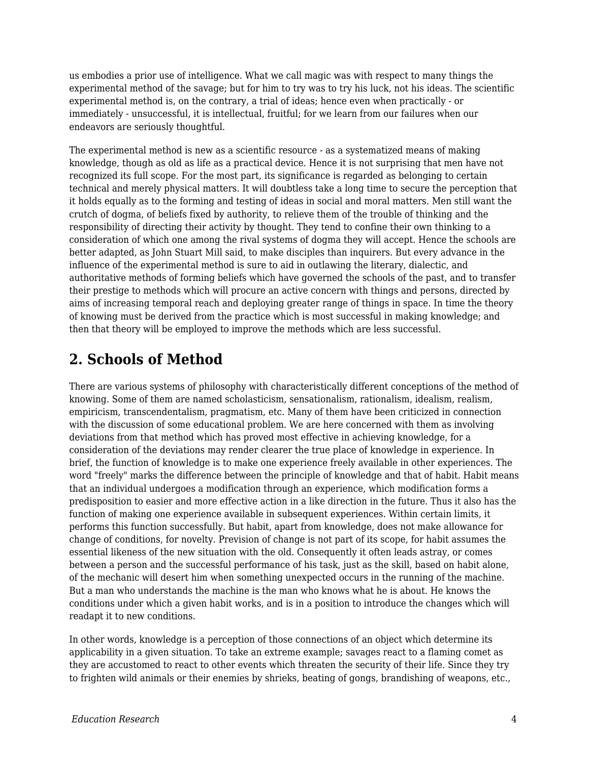us embodies a prior use of intelligence. What we call magic was with respect to many things the experimental method of the savage; but for him to try was to try his luck, not his ideas. The scientific experimental method is, on the contrary, a trial of ideas; hence even when practically - or immediately - unsuccessful, it is intellectual, fruitful; for we learn from our failures when our endeavors are seriously thoughtful.

The experimental method is new as a scientific resource - as a systematized means of making knowledge, though as old as life as a practical device. Hence it is not surprising that men have not recognized its full scope. For the most part, its significance is regarded as belonging to certain technical and merely physical matters. It will doubtless take a long time to secure the perception that it holds equally as to the forming and testing of ideas in social and moral matters. Men still want the crutch of dogma, of beliefs fixed by authority, to relieve them of the trouble of thinking and the responsibility of directing their activity by thought. They tend to confine their own thinking to a consideration of which one among the rival systems of dogma they will accept. Hence the schools are better adapted, as John Stuart Mill said, to make disciples than inquirers. But every advance in the influence of the experimental method is sure to aid in outlawing the literary, dialectic, and authoritative methods of forming beliefs which have governed the schools of the past, and to transfer their prestige to methods which will procure an active concern with things and persons, directed by aims of increasing temporal reach and deploying greater range of things in space. In time the theory of knowing must be derived from the practice which is most successful in making knowledge; and then that theory will be employed to improve the methods which are less successful.

## 2. Schools of Method

There are various systems of philosophy with characteristically different conceptions of the method of knowing. Some of them are named scholasticism, sensationalism, rationalism, idealism, realism, empiricism, transcendentalism, pragmatism, etc. Many of them have been criticized in connection with the discussion of some educational problem. We are here concerned with them as involving deviations from that method which has proved most effective in achieving knowledge, for a consideration of the deviations may render clearer the true place of knowledge in experience. In brief, the function of knowledge is to make one experience freely available in other experiences. The word "freely" marks the difference between the principle of knowledge and that of habit. Habit means that an individual undergoes a modification through an experience, which modification forms a predisposition to easier and more effective action in a like direction in the future. Thus it also has the function of making one experience available in subsequent experiences. Within certain limits, it performs this function successfully. But habit, apart from knowledge, does not make allowance for change of conditions, for novelty. Prevision of change is not part of its scope, for habit assumes the essential likeness of the new situation with the old. Consequently it often leads astray, or comes between a person and the successful performance of his task, just as the skill, based on habit alone, of the mechanic will desert him when something unexpected occurs in the running of the machine. But a man who understands the machine is the man who knows what he is about. He knows the conditions under which a given habit works, and is in a position to introduce the changes which will readapt it to new conditions.

In other words, knowledge is a perception of those connections of an object which determine its applicability in a given situation. To take an extreme example; savages react to a flaming comet as they are accustomed to react to other events which threaten the security of their life. Since they try to frighten wild animals or their enemies by shrieks, beating of gongs, brandishing of weapons, etc.,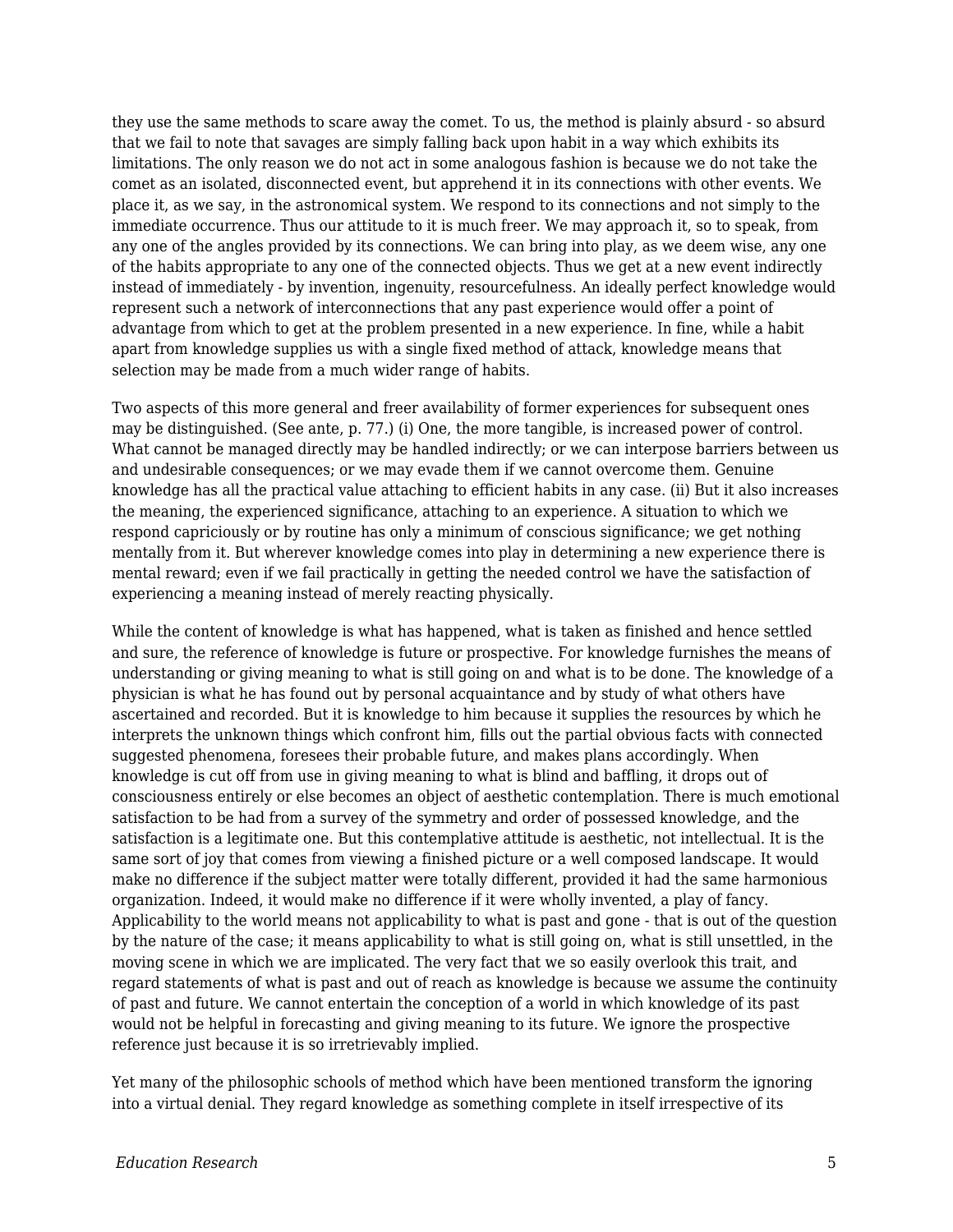they use the same methods to scare away the comet. To us, the method is plainly absurd - so absurd that we fail to note that savages are simply falling back upon habit in a way which exhibits its limitations. The only reason we do not act in some analogous fashion is because we do not take the comet as an isolated, disconnected event, but apprehend it in its connections with other events. We place it, as we say, in the astronomical system. We respond to its connections and not simply to the immediate occurrence. Thus our attitude to it is much freer. We may approach it, so to speak, from any one of the angles provided by its connections. We can bring into play, as we deem wise, any one of the habits appropriate to any one of the connected objects. Thus we get at a new event indirectly instead of immediately - by invention, ingenuity, resourcefulness. An ideally perfect knowledge would represent such a network of interconnections that any past experience would offer a point of advantage from which to get at the problem presented in a new experience. In fine, while a habit apart from knowledge supplies us with a single fixed method of attack, knowledge means that selection may be made from a much wider range of habits.

Two aspects of this more general and freer availability of former experiences for subsequent ones may be distinguished. (See ante, p. 77.) (i) One, the more tangible, is increased power of control. What cannot be managed directly may be handled indirectly; or we can interpose barriers between us and undesirable consequences; or we may evade them if we cannot overcome them. Genuine knowledge has all the practical value attaching to efficient habits in any case. (ii) But it also increases the meaning, the experienced significance, attaching to an experience. A situation to which we respond capriciously or by routine has only a minimum of conscious significance; we get nothing mentally from it. But wherever knowledge comes into play in determining a new experience there is mental reward; even if we fail practically in getting the needed control we have the satisfaction of experiencing a meaning instead of merely reacting physically.

While the content of knowledge is what has happened, what is taken as finished and hence settled and sure, the reference of knowledge is future or prospective. For knowledge furnishes the means of understanding or giving meaning to what is still going on and what is to be done. The knowledge of a physician is what he has found out by personal acquaintance and by study of what others have ascertained and recorded. But it is knowledge to him because it supplies the resources by which he interprets the unknown things which confront him, fills out the partial obvious facts with connected suggested phenomena, foresees their probable future, and makes plans accordingly. When knowledge is cut off from use in giving meaning to what is blind and baffling, it drops out of consciousness entirely or else becomes an object of aesthetic contemplation. There is much emotional satisfaction to be had from a survey of the symmetry and order of possessed knowledge, and the satisfaction is a legitimate one. But this contemplative attitude is aesthetic, not intellectual. It is the same sort of joy that comes from viewing a finished picture or a well composed landscape. It would make no difference if the subject matter were totally different, provided it had the same harmonious organization. Indeed, it would make no difference if it were wholly invented, a play of fancy. Applicability to the world means not applicability to what is past and gone - that is out of the question by the nature of the case; it means applicability to what is still going on, what is still unsettled, in the moving scene in which we are implicated. The very fact that we so easily overlook this trait, and regard statements of what is past and out of reach as knowledge is because we assume the continuity of past and future. We cannot entertain the conception of a world in which knowledge of its past would not be helpful in forecasting and giving meaning to its future. We ignore the prospective reference just because it is so irretrievably implied.

Yet many of the philosophic schools of method which have been mentioned transform the ignoring into a virtual denial. They regard knowledge as something complete in itself irrespective of its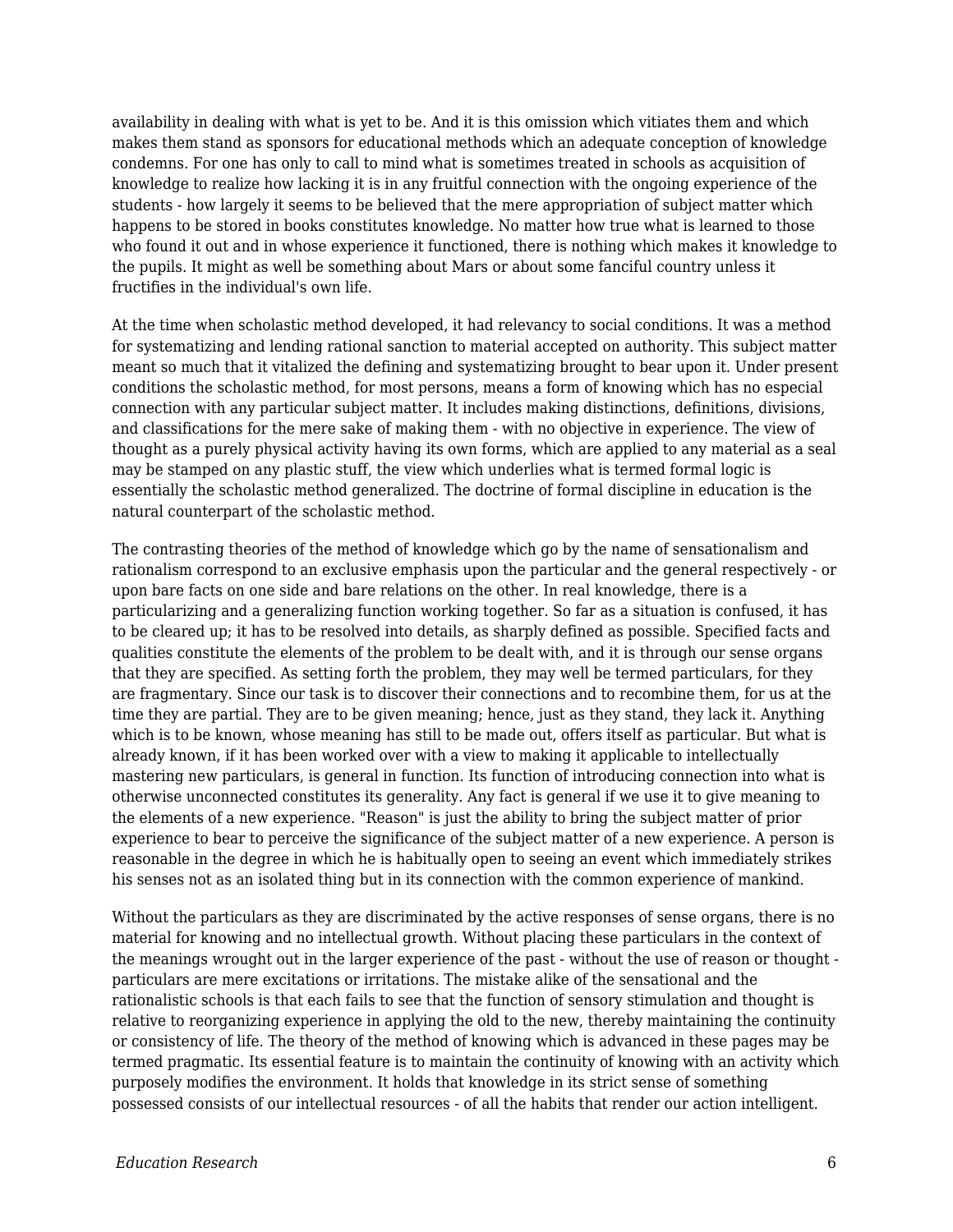availability in dealing with what is yet to be. And it is this omission which vitiates them and which makes them stand as sponsors for educational methods which an adequate conception of knowledge condemns. For one has only to call to mind what is sometimes treated in schools as acquisition of knowledge to realize how lacking it is in any fruitful connection with the ongoing experience of the students - how largely it seems to be believed that the mere appropriation of subject matter which happens to be stored in books constitutes knowledge. No matter how true what is learned to those who found it out and in whose experience it functioned, there is nothing which makes it knowledge to the pupils. It might as well be something about Mars or about some fanciful country unless it fructifies in the individual's own life.

At the time when scholastic method developed, it had relevancy to social conditions. It was a method for systematizing and lending rational sanction to material accepted on authority. This subject matter meant so much that it vitalized the defining and systematizing brought to bear upon it. Under present conditions the scholastic method, for most persons, means a form of knowing which has no especial connection with any particular subject matter. It includes making distinctions, definitions, divisions, and classifications for the mere sake of making them - with no objective in experience. The view of thought as a purely physical activity having its own forms, which are applied to any material as a seal may be stamped on any plastic stuff, the view which underlies what is termed formal logic is essentially the scholastic method generalized. The doctrine of formal discipline in education is the natural counterpart of the scholastic method.

The contrasting theories of the method of knowledge which go by the name of sensationalism and rationalism correspond to an exclusive emphasis upon the particular and the general respectively - or upon bare facts on one side and bare relations on the other. In real knowledge, there is a particularizing and a generalizing function working together. So far as a situation is confused, it has to be cleared up; it has to be resolved into details, as sharply defined as possible. Specified facts and qualities constitute the elements of the problem to be dealt with, and it is through our sense organs that they are specified. As setting forth the problem, they may well be termed particulars, for they are fragmentary. Since our task is to discover their connections and to recombine them, for us at the time they are partial. They are to be given meaning; hence, just as they stand, they lack it. Anything which is to be known, whose meaning has still to be made out, offers itself as particular. But what is already known, if it has been worked over with a view to making it applicable to intellectually mastering new particulars, is general in function. Its function of introducing connection into what is otherwise unconnected constitutes its generality. Any fact is general if we use it to give meaning to the elements of a new experience. "Reason" is just the ability to bring the subject matter of prior experience to bear to perceive the significance of the subject matter of a new experience. A person is reasonable in the degree in which he is habitually open to seeing an event which immediately strikes his senses not as an isolated thing but in its connection with the common experience of mankind.

Without the particulars as they are discriminated by the active responses of sense organs, there is no material for knowing and no intellectual growth. Without placing these particulars in the context of the meanings wrought out in the larger experience of the past - without the use of reason or thought - particulars are mere excitations or irritations. The mistake alike of the sensational and the rationalistic schools is that each fails to see that the function of sensory stimulation and thought is relative to reorganizing experience in applying the old to the new, thereby maintaining the continuity or consistency of life. The theory of the method of knowing which is advanced in these pages may be termed pragmatic. Its essential feature is to maintain the continuity of knowing with an activity which purposely modifies the environment. It holds that knowledge in its strict sense of something possessed consists of our intellectual resources - of all the habits that render our action intelligent.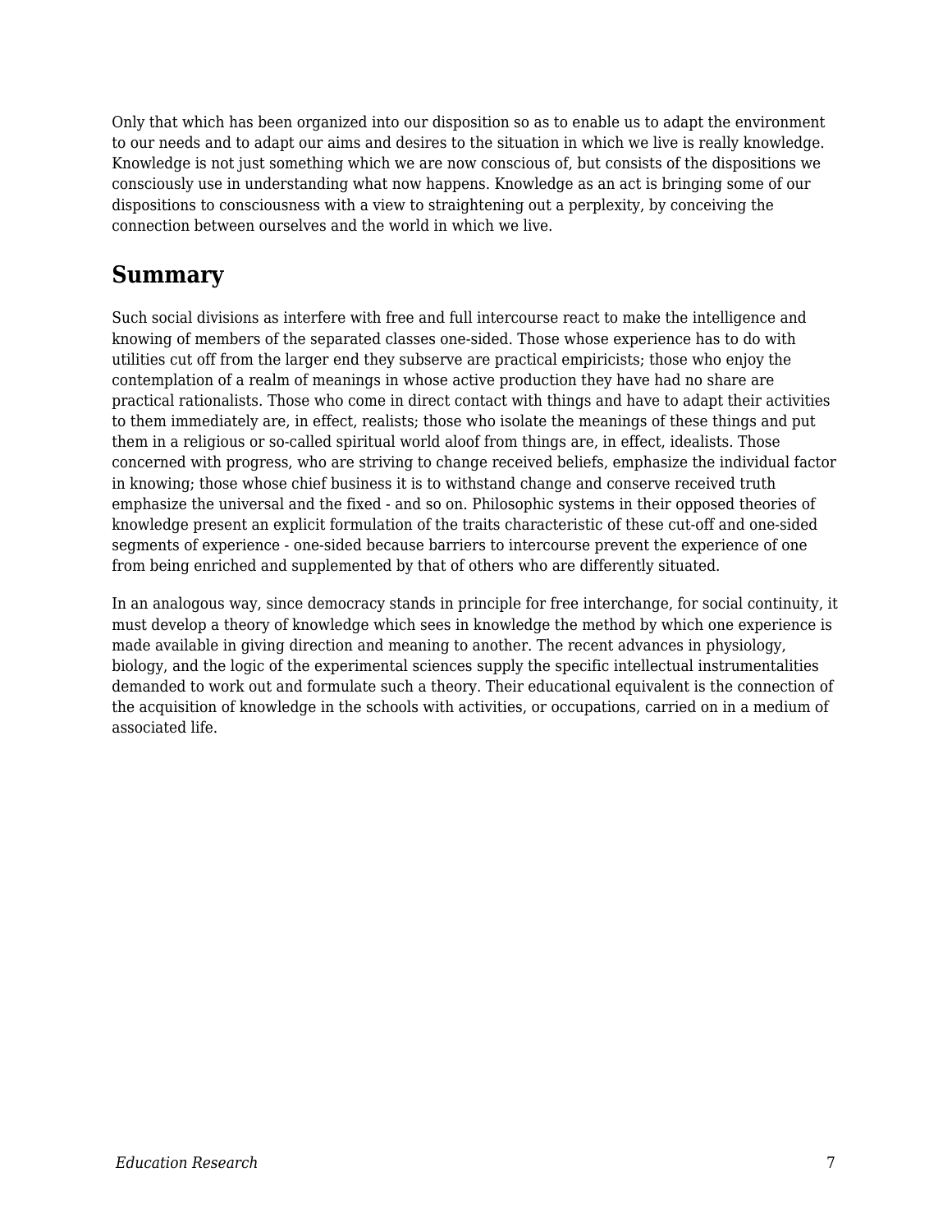Only that which has been organized into our disposition so as to enable us to adapt the environment to our needs and to adapt our aims and desires to the situation in which we live is really knowledge. Knowledge is not just something which we are now conscious of, but consists of the dispositions we consciously use in understanding what now happens. Knowledge as an act is bringing some of our dispositions to consciousness with a view to straightening out a perplexity, by conceiving the connection between ourselves and the world in which we live.

## Summary

Such social divisions as interfere with free and full intercourse react to make the intelligence and knowing of members of the separated classes one-sided. Those whose experience has to do with utilities cut off from the larger end they subserve are practical empiricists; those who enjoy the contemplation of a realm of meanings in whose active production they have had no share are practical rationalists. Those who come in direct contact with things and have to adapt their activities to them immediately are, in effect, realists; those who isolate the meanings of these things and put them in a religious or so-called spiritual world aloof from things are, in effect, idealists. Those concerned with progress, who are striving to change received beliefs, emphasize the individual factor in knowing; those whose chief business it is to withstand change and conserve received truth emphasize the universal and the fixed - and so on. Philosophic systems in their opposed theories of knowledge present an explicit formulation of the traits characteristic of these cut-off and one-sided segments of experience - one-sided because barriers to intercourse prevent the experience of one from being enriched and supplemented by that of others who are differently situated.

In an analogous way, since democracy stands in principle for free interchange, for social continuity, it must develop a theory of knowledge which sees in knowledge the method by which one experience is made available in giving direction and meaning to another. The recent advances in physiology, biology, and the logic of the experimental sciences supply the specific intellectual instrumentalities demanded to work out and formulate such a theory. Their educational equivalent is the connection of the acquisition of knowledge in the schools with activities, or occupations, carried on in a medium of associated life.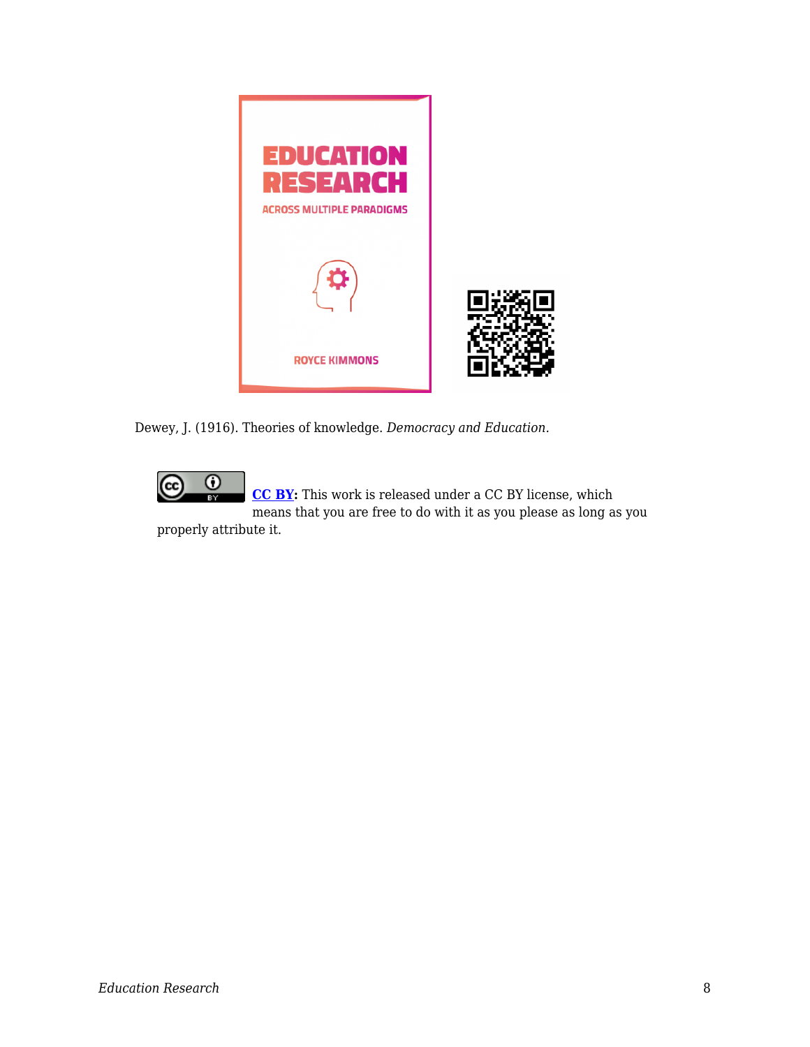Dewey, J. (1916). Theories of knowledge. *Democracy and Education*.

**CC BY:** This work is released under a CC BY license, which means that you are free to do with it as you please as long as you properly attribute it.